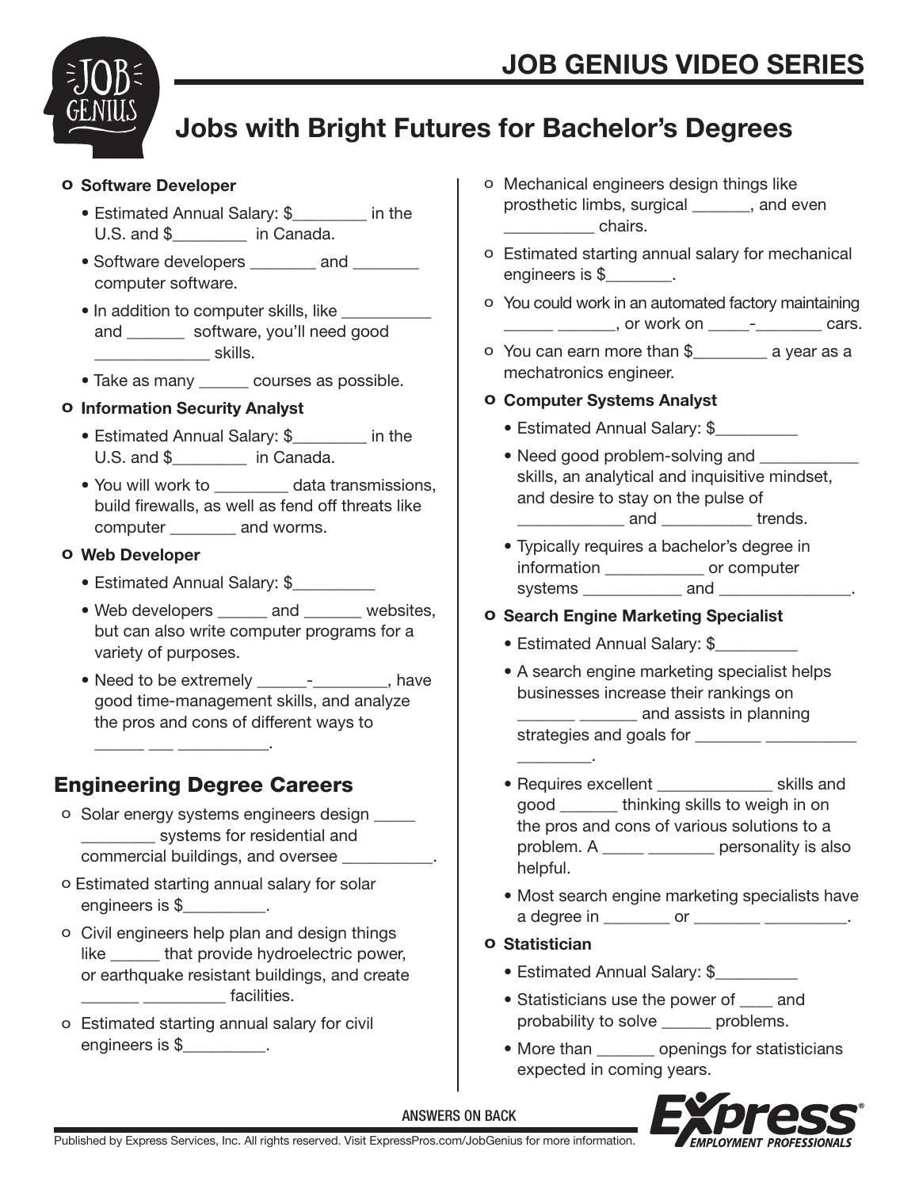# Jobs with Bright Futures for Bachelor's Degrees

- **Software Developer**
  - Estimated Annual Salary: $_________ in the U.S. and $_________ in Canada.
  - Software developers ________ and ________ computer software.
  - In addition to computer skills, like __________ and _______ software, you'll need good _____________ skills.
  - Take as many ______ courses as possible.
- **Information Security Analyst**
  - Estimated Annual Salary: $_________ in the U.S. and $_________ in Canada.
  - You will work to _________ data transmissions, build firewalls, as well as fend off threats like computer ________ and worms.
- **Web Developer**
  - Estimated Annual Salary: $__________
  - Web developers ______ and _______ websites, but can also write computer programs for a variety of purposes.
  - Need to be extremely ______-_________, have good time-management skills, and analyze the pros and cons of different ways to ______ ___ ___________.

## Engineering Degree Careers

- Solar energy systems engineers design _____ _________ systems for residential and commercial buildings, and oversee ___________.
- Estimated starting annual salary for solar engineers is $__________.
- Civil engineers help plan and design things like ______ that provide hydroelectric power, or earthquake resistant buildings, and create _______ __________ facilities.
- Estimated starting annual salary for civil engineers is $__________.
- Mechanical engineers design things like prosthetic limbs, surgical _______, and even ___________ chairs.
- Estimated starting annual salary for mechanical engineers is $________.
- You could work in an automated factory maintaining ______ _______, or work on _____-________ cars.
- You can earn more than $_________ a year as a mechatronics engineer.
- **Computer Systems Analyst**
  - Estimated Annual Salary: $__________
  - Need good problem-solving and ___________ skills, an analytical and inquisitive mindset, and desire to stay on the pulse of ____________ and ___________ trends.
  - Typically requires a bachelor's degree in information ___________ or computer systems ___________ and _______________.
- **Search Engine Marketing Specialist**
  - Estimated Annual Salary: $__________
  - A search engine marketing specialist helps businesses increase their rankings on _______ _______ and assists in planning strategies and goals for ________ ___________ _________.
  - Requires excellent ______________ skills and good _______ thinking skills to weigh in on the pros and cons of various solutions to a problem. A _____ ________ personality is also helpful.
  - Most search engine marketing specialists have a degree in ________ or ________ __________.
- **Statistician**
  - Estimated Annual Salary: $__________
  - Statisticians use the power of ____ and probability to solve ______ problems.
  - More than _______ openings for statisticians expected in coming years.

ANSWERS ON BACK

Published by Express Services, Inc. All rights reserved. Visit ExpressPros.com/JobGenius for more information.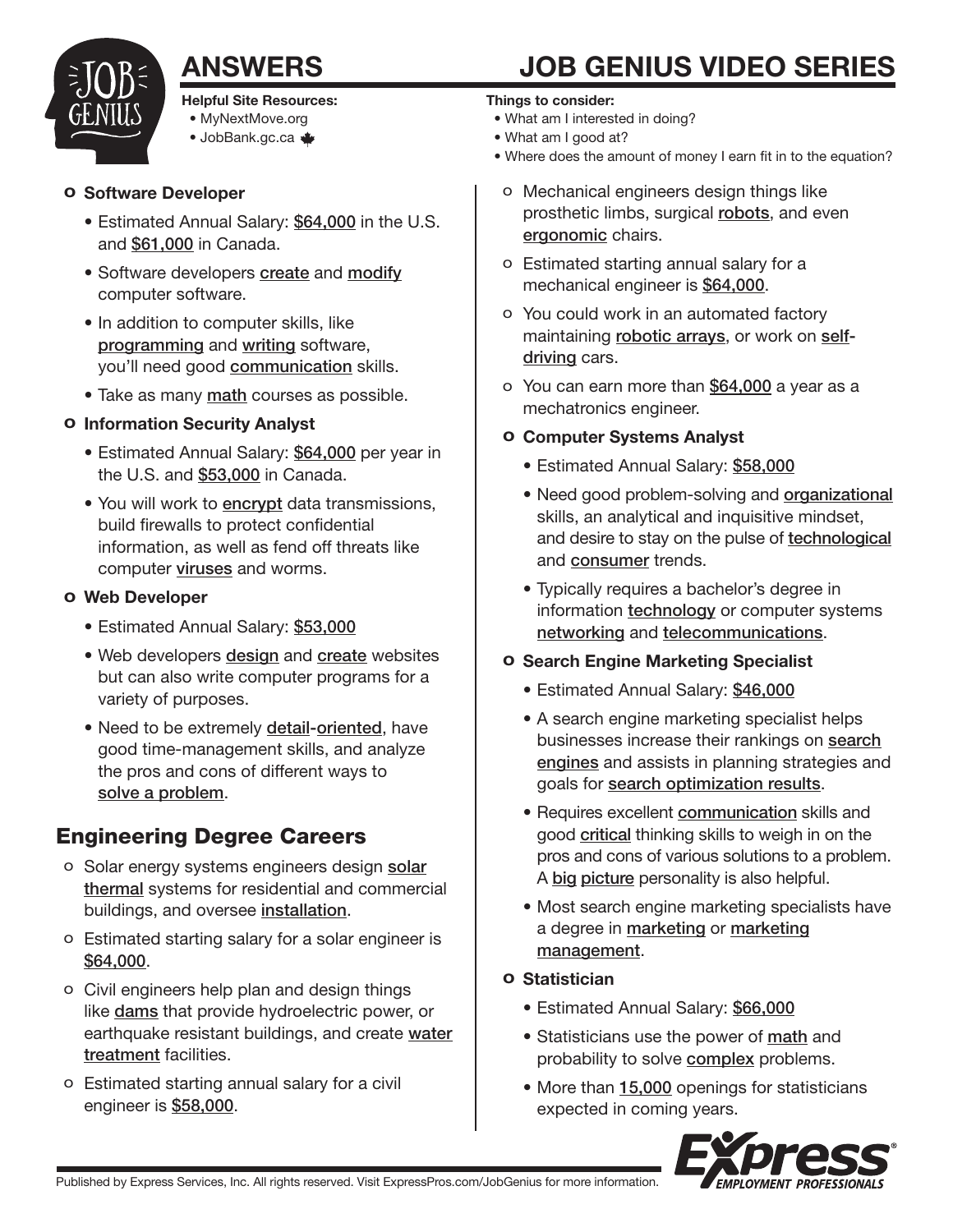# ANSWERS

# JOB GENIUS VIDEO SERIES

**Helpful Site Resources:**

- MyNextMove.org
- JobBank.gc.ca

**Things to consider:**

- What am I interested in doing?
- What am I good at?
- Where does the amount of money I earn fit in to the equation?

- **Software Developer**
  - Estimated Annual Salary: $64,000 in the U.S. and $61,000 in Canada.
  - Software developers create and modify computer software.
  - In addition to computer skills, like programming and writing software, you'll need good communication skills.
  - Take as many math courses as possible.
- **Information Security Analyst**
  - Estimated Annual Salary: $64,000 per year in the U.S. and $53,000 in Canada.
  - You will work to encrypt data transmissions, build firewalls to protect confidential information, as well as fend off threats like computer viruses and worms.
- **Web Developer**
  - Estimated Annual Salary: $53,000
  - Web developers design and create websites but can also write computer programs for a variety of purposes.
  - Need to be extremely detail-oriented, have good time-management skills, and analyze the pros and cons of different ways to solve a problem.

## Engineering Degree Careers

- Solar energy systems engineers design solar thermal systems for residential and commercial buildings, and oversee installation.
- Estimated starting salary for a solar engineer is $64,000.
- Civil engineers help plan and design things like dams that provide hydroelectric power, or earthquake resistant buildings, and create water treatment facilities.
- Estimated starting annual salary for a civil engineer is $58,000.
- Mechanical engineers design things like prosthetic limbs, surgical robots, and even ergonomic chairs.
- Estimated starting annual salary for a mechanical engineer is $64,000.
- You could work in an automated factory maintaining robotic arrays, or work on self-driving cars.
- You can earn more than $64,000 a year as a mechatronics engineer.

- **Computer Systems Analyst**
  - Estimated Annual Salary: $58,000
  - Need good problem-solving and organizational skills, an analytical and inquisitive mindset, and desire to stay on the pulse of technological and consumer trends.
  - Typically requires a bachelor's degree in information technology or computer systems networking and telecommunications.
- **Search Engine Marketing Specialist**
  - Estimated Annual Salary: $46,000
  - A search engine marketing specialist helps businesses increase their rankings on search engines and assists in planning strategies and goals for search optimization results.
  - Requires excellent communication skills and good critical thinking skills to weigh in on the pros and cons of various solutions to a problem. A big picture personality is also helpful.
  - Most search engine marketing specialists have a degree in marketing or marketing management.
- **Statistician**
  - Estimated Annual Salary: $66,000
  - Statisticians use the power of math and probability to solve complex problems.
  - More than 15,000 openings for statisticians expected in coming years.

Published by Express Services, Inc. All rights reserved. Visit ExpressPros.com/JobGenius for more information.